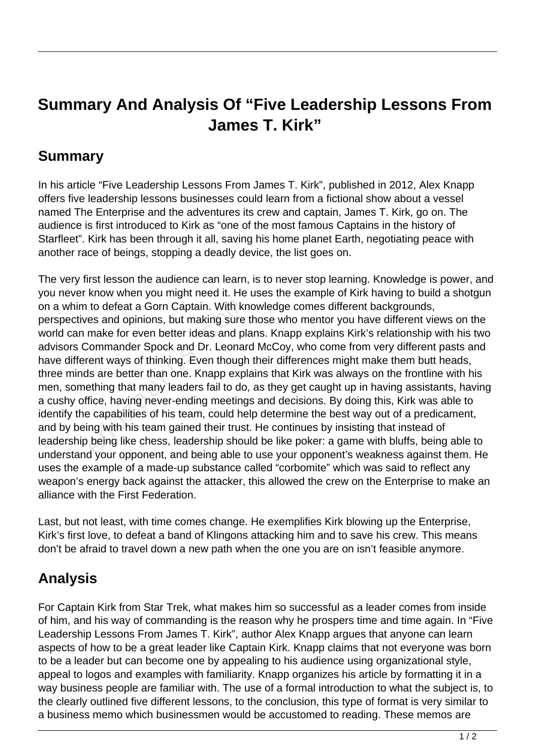# Summary And Analysis Of "Five Leadership Lessons From James T. Kirk"

## Summary

In his article "Five Leadership Lessons From James T. Kirk", published in 2012, Alex Knapp offers five leadership lessons businesses could learn from a fictional show about a vessel named The Enterprise and the adventures its crew and captain, James T. Kirk, go on. The audience is first introduced to Kirk as "one of the most famous Captains in the history of Starfleet". Kirk has been through it all, saving his home planet Earth, negotiating peace with another race of beings, stopping a deadly device, the list goes on.

The very first lesson the audience can learn, is to never stop learning. Knowledge is power, and you never know when you might need it. He uses the example of Kirk having to build a shotgun on a whim to defeat a Gorn Captain. With knowledge comes different backgrounds, perspectives and opinions, but making sure those who mentor you have different views on the world can make for even better ideas and plans. Knapp explains Kirk's relationship with his two advisors Commander Spock and Dr. Leonard McCoy, who come from very different pasts and have different ways of thinking. Even though their differences might make them butt heads, three minds are better than one. Knapp explains that Kirk was always on the frontline with his men, something that many leaders fail to do, as they get caught up in having assistants, having a cushy office, having never-ending meetings and decisions. By doing this, Kirk was able to identify the capabilities of his team, could help determine the best way out of a predicament, and by being with his team gained their trust. He continues by insisting that instead of leadership being like chess, leadership should be like poker: a game with bluffs, being able to understand your opponent, and being able to use your opponent's weakness against them. He uses the example of a made-up substance called "corbomite" which was said to reflect any weapon's energy back against the attacker, this allowed the crew on the Enterprise to make an alliance with the First Federation.

Last, but not least, with time comes change. He exemplifies Kirk blowing up the Enterprise, Kirk's first love, to defeat a band of Klingons attacking him and to save his crew. This means don't be afraid to travel down a new path when the one you are on isn't feasible anymore.

## Analysis

For Captain Kirk from Star Trek, what makes him so successful as a leader comes from inside of him, and his way of commanding is the reason why he prospers time and time again. In "Five Leadership Lessons From James T. Kirk", author Alex Knapp argues that anyone can learn aspects of how to be a great leader like Captain Kirk. Knapp claims that not everyone was born to be a leader but can become one by appealing to his audience using organizational style, appeal to logos and examples with familiarity. Knapp organizes his article by formatting it in a way business people are familiar with. The use of a formal introduction to what the subject is, to the clearly outlined five different lessons, to the conclusion, this type of format is very similar to a business memo which businessmen would be accustomed to reading. These memos are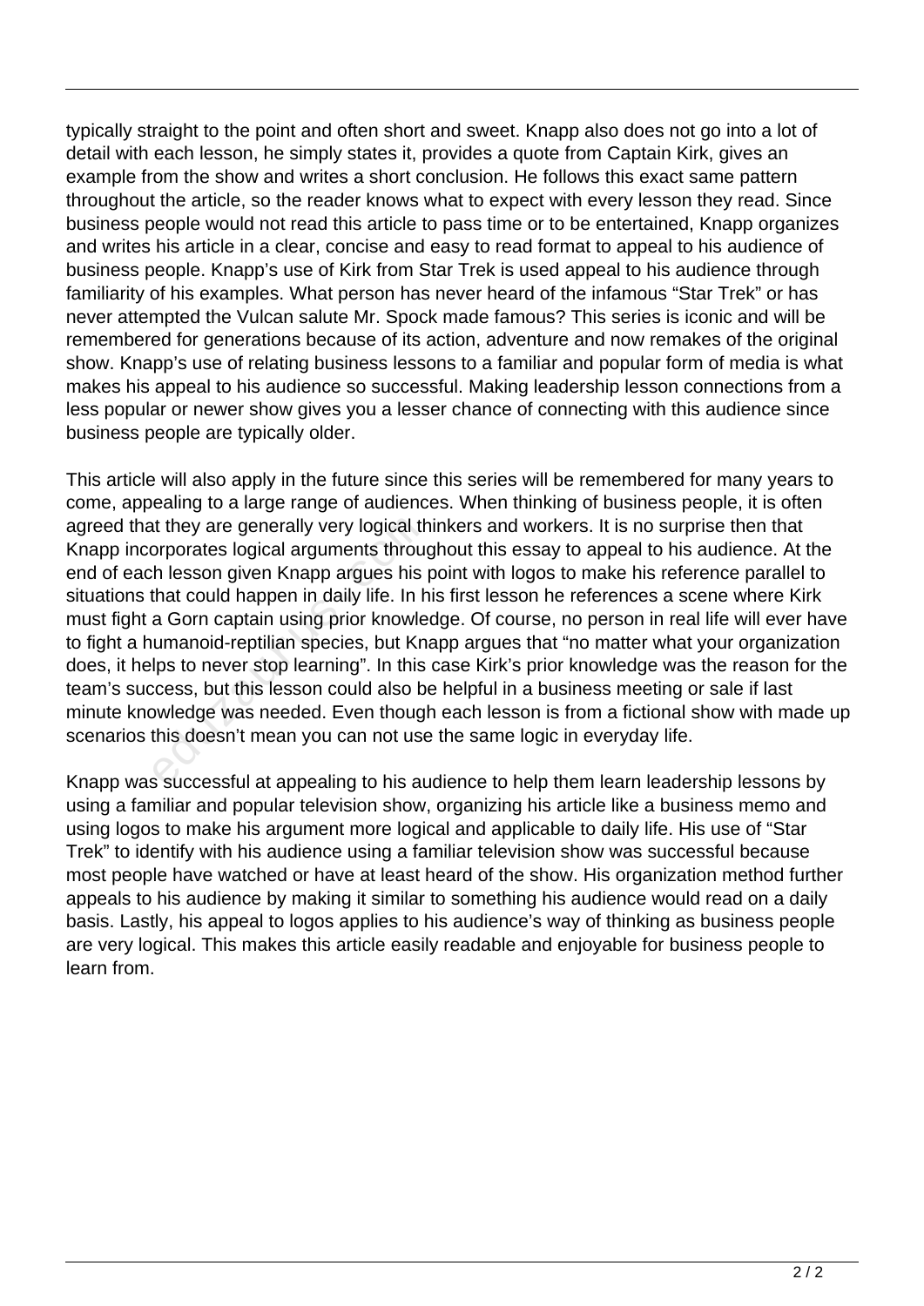typically straight to the point and often short and sweet. Knapp also does not go into a lot of detail with each lesson, he simply states it, provides a quote from Captain Kirk, gives an example from the show and writes a short conclusion. He follows this exact same pattern throughout the article, so the reader knows what to expect with every lesson they read. Since business people would not read this article to pass time or to be entertained, Knapp organizes and writes his article in a clear, concise and easy to read format to appeal to his audience of business people. Knapp's use of Kirk from Star Trek is used appeal to his audience through familiarity of his examples. What person has never heard of the infamous "Star Trek" or has never attempted the Vulcan salute Mr. Spock made famous? This series is iconic and will be remembered for generations because of its action, adventure and now remakes of the original show. Knapp's use of relating business lessons to a familiar and popular form of media is what makes his appeal to his audience so successful. Making leadership lesson connections from a less popular or newer show gives you a lesser chance of connecting with this audience since business people are typically older.

This article will also apply in the future since this series will be remembered for many years to come, appealing to a large range of audiences. When thinking of business people, it is often agreed that they are generally very logical thinkers and workers. It is no surprise then that Knapp incorporates logical arguments throughout this essay to appeal to his audience. At the end of each lesson given Knapp argues his point with logos to make his reference parallel to situations that could happen in daily life. In his first lesson he references a scene where Kirk must fight a Gorn captain using prior knowledge. Of course, no person in real life will ever have to fight a humanoid-reptilian species, but Knapp argues that "no matter what your organization does, it helps to never stop learning". In this case Kirk's prior knowledge was the reason for the team's success, but this lesson could also be helpful in a business meeting or sale if last minute knowledge was needed. Even though each lesson is from a fictional show with made up scenarios this doesn't mean you can not use the same logic in everyday life.

Knapp was successful at appealing to his audience to help them learn leadership lessons by using a familiar and popular television show, organizing his article like a business memo and using logos to make his argument more logical and applicable to daily life. His use of "Star Trek" to identify with his audience using a familiar television show was successful because most people have watched or have at least heard of the show. His organization method further appeals to his audience by making it similar to something his audience would read on a daily basis. Lastly, his appeal to logos applies to his audience's way of thinking as business people are very logical. This makes this article easily readable and enjoyable for business people to learn from.